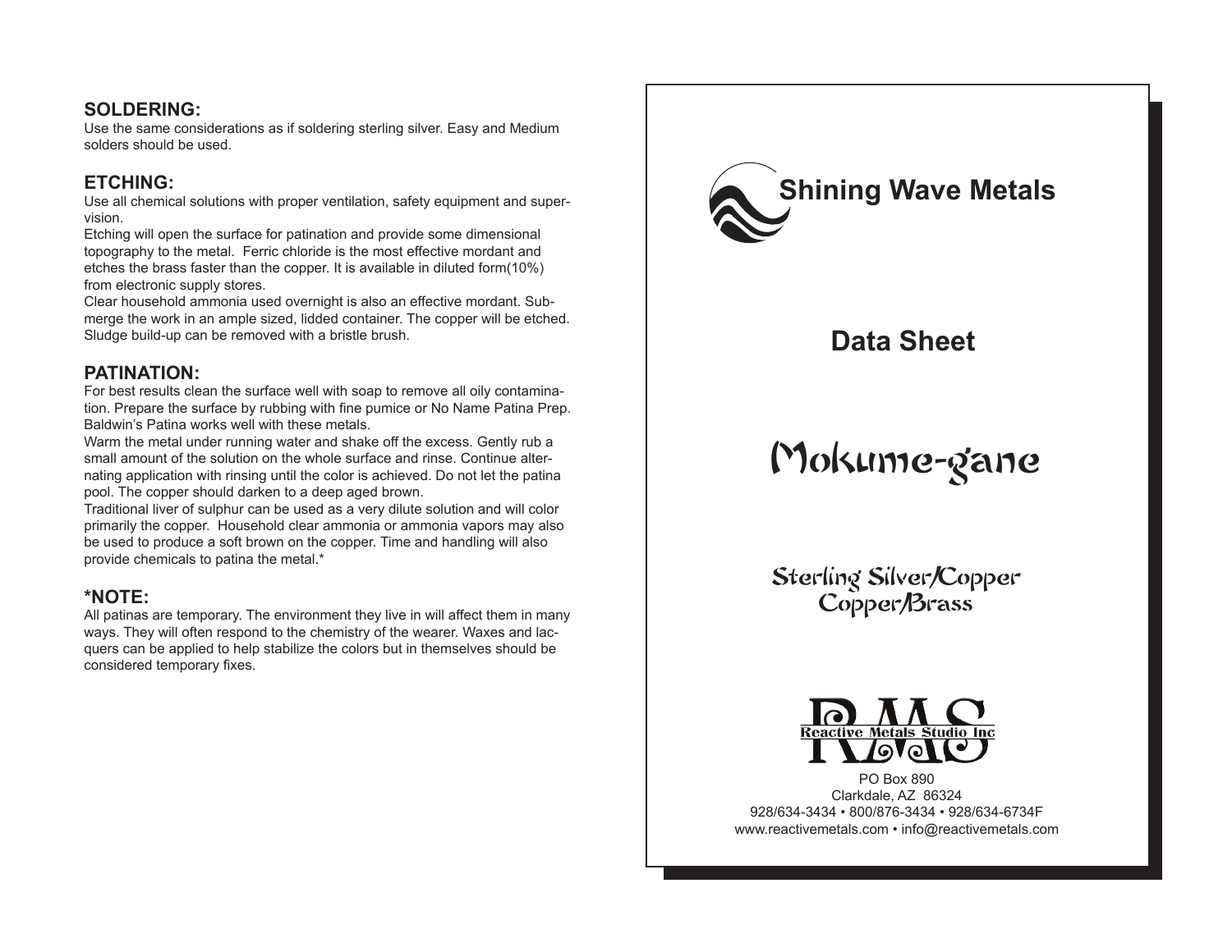## SOLDERING:

Use the same considerations as if soldering sterling silver. Easy and Medium solders should be used.

## ETCHING:

Use all chemical solutions with proper ventilation, safety equipment and supervision.

Etching will open the surface for patination and provide some dimensional topography to the metal. Ferric chloride is the most effective mordant and etches the brass faster than the copper. It is available in diluted form(10%) from electronic supply stores.

Clear household ammonia used overnight is also an effective mordant. Submerge the work in an ample sized, lidded container. The copper will be etched. Sludge build-up can be removed with a bristle brush.

## PATINATION:

For best results clean the surface well with soap to remove all oily contamination. Prepare the surface by rubbing with fine pumice or No Name Patina Prep. Baldwin's Patina works well with these metals.

Warm the metal under running water and shake off the excess. Gently rub a small amount of the solution on the whole surface and rinse. Continue alternating application with rinsing until the color is achieved. Do not let the patina pool. The copper should darken to a deep aged brown.

Traditional liver of sulphur can be used as a very dilute solution and will color primarily the copper. Household clear ammonia or ammonia vapors may also be used to produce a soft brown on the copper. Time and handling will also provide chemicals to patina the metal.*

## *NOTE:

All patinas are temporary. The environment they live in will affect them in many ways. They will often respond to the chemistry of the wearer. Waxes and lacquers can be applied to help stabilize the colors but in themselves should be considered temporary fixes.

# Shining Wave Metals

## Data Sheet

# Mokume-gane

### Sterling Silver/Copper
### Copper/Brass

RMS
Reactive Metals Studio Inc

PO Box 890
Clarkdale, AZ 86324
928/634-3434 • 800/876-3434 • 928/634-6734F
www.reactivemetals.com • info@reactivemetals.com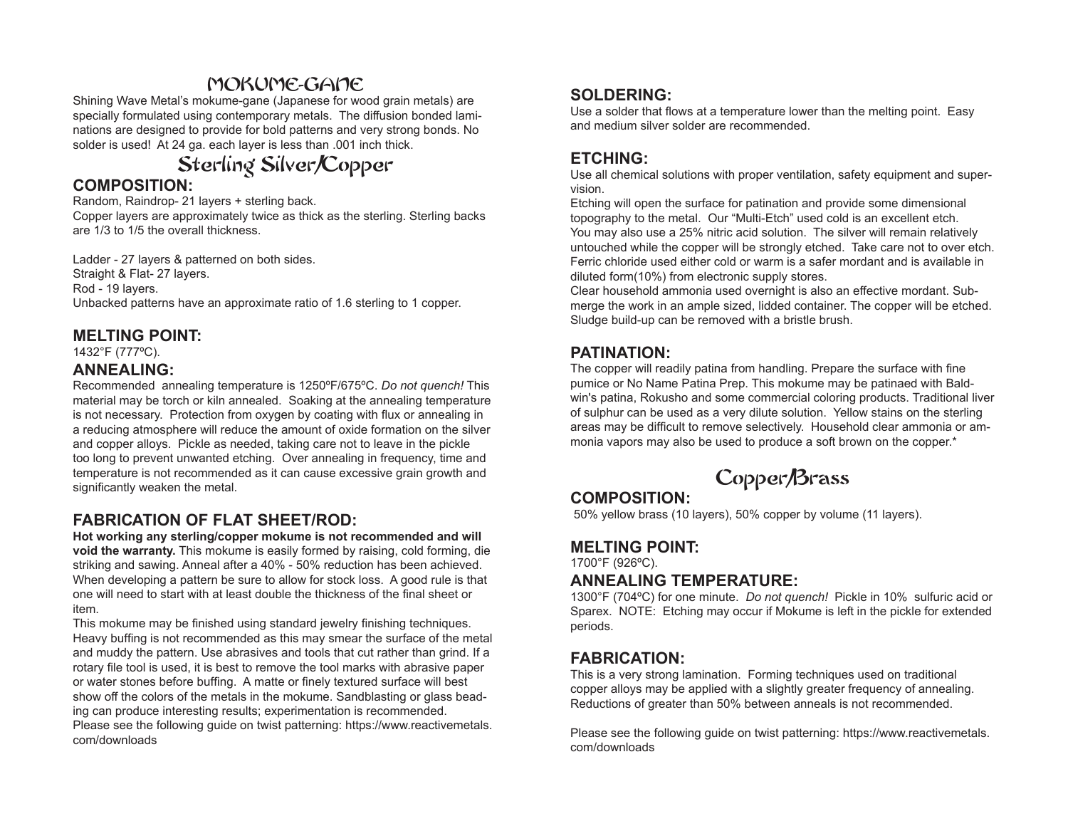# MOKUME-GANE

Shining Wave Metal's mokume-gane (Japanese for wood grain metals) are specially formulated using contemporary metals. The diffusion bonded laminations are designed to provide for bold patterns and very strong bonds. No solder is used! At 24 ga. each layer is less than .001 inch thick.

## Sterling Silver/Copper

### COMPOSITION:

Random, Raindrop- 21 layers + sterling back.
Copper layers are approximately twice as thick as the sterling. Sterling backs are 1/3 to 1/5 the overall thickness.

Ladder - 27 layers & patterned on both sides.
Straight & Flat- 27 layers.
Rod - 19 layers.
Unbacked patterns have an approximate ratio of 1.6 sterling to 1 copper.

### MELTING POINT:

1432°F (777ºC).

### ANNEALING:

Recommended annealing temperature is 1250ºF/675ºC. *Do not quench!* This material may be torch or kiln annealed. Soaking at the annealing temperature is not necessary. Protection from oxygen by coating with flux or annealing in a reducing atmosphere will reduce the amount of oxide formation on the silver and copper alloys. Pickle as needed, taking care not to leave in the pickle too long to prevent unwanted etching. Over annealing in frequency, time and temperature is not recommended as it can cause excessive grain growth and significantly weaken the metal.

### FABRICATION OF FLAT SHEET/ROD:

**Hot working any sterling/copper mokume is not recommended and will void the warranty.** This mokume is easily formed by raising, cold forming, die striking and sawing. Anneal after a 40% - 50% reduction has been achieved. When developing a pattern be sure to allow for stock loss. A good rule is that one will need to start with at least double the thickness of the final sheet or item.

This mokume may be finished using standard jewelry finishing techniques. Heavy buffing is not recommended as this may smear the surface of the metal and muddy the pattern. Use abrasives and tools that cut rather than grind. If a rotary file tool is used, it is best to remove the tool marks with abrasive paper or water stones before buffing. A matte or finely textured surface will best show off the colors of the metals in the mokume. Sandblasting or glass beading can produce interesting results; experimentation is recommended.

Please see the following guide on twist patterning: https://www.reactivemetals.com/downloads

### SOLDERING:

Use a solder that flows at a temperature lower than the melting point. Easy and medium silver solder are recommended.

### ETCHING:

Use all chemical solutions with proper ventilation, safety equipment and supervision.

Etching will open the surface for patination and provide some dimensional topography to the metal. Our "Multi-Etch" used cold is an excellent etch.
You may also use a 25% nitric acid solution. The silver will remain relatively untouched while the copper will be strongly etched. Take care not to over etch.
Ferric chloride used either cold or warm is a safer mordant and is available in diluted form(10%) from electronic supply stores.
Clear household ammonia used overnight is also an effective mordant. Submerge the work in an ample sized, lidded container. The copper will be etched. Sludge build-up can be removed with a bristle brush.

### PATINATION:

The copper will readily patina from handling. Prepare the surface with fine pumice or No Name Patina Prep. This mokume may be patinaed with Baldwin's patina, Rokusho and some commercial coloring products. Traditional liver of sulphur can be used as a very dilute solution. Yellow stains on the sterling areas may be difficult to remove selectively. Household clear ammonia or ammonia vapors may also be used to produce a soft brown on the copper.*

## Copper/Brass

### COMPOSITION:

50% yellow brass (10 layers), 50% copper by volume (11 layers).

### MELTING POINT:

1700°F (926ºC).

### ANNEALING TEMPERATURE:

1300°F (704ºC) for one minute. *Do not quench!* Pickle in 10% sulfuric acid or Sparex. NOTE: Etching may occur if Mokume is left in the pickle for extended periods.

### FABRICATION:

This is a very strong lamination. Forming techniques used on traditional copper alloys may be applied with a slightly greater frequency of annealing. Reductions of greater than 50% between anneals is not recommended.

Please see the following guide on twist patterning: https://www.reactivemetals.com/downloads